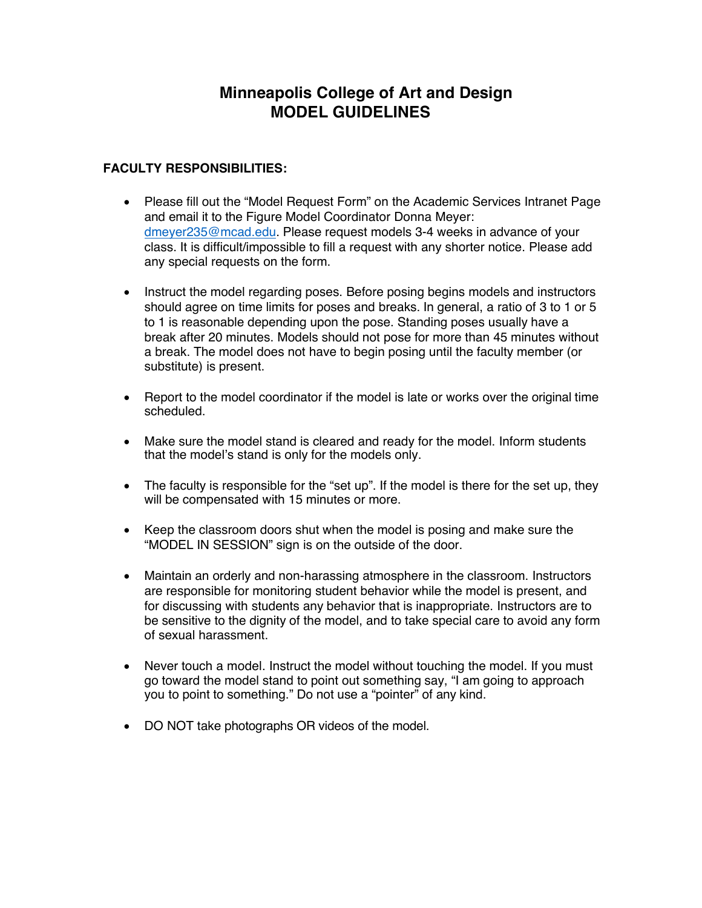# Minneapolis College of Art and Design
# MODEL GUIDELINES

**FACULTY RESPONSIBILITIES:**

- Please fill out the "Model Request Form" on the Academic Services Intranet Page and email it to the Figure Model Coordinator Donna Meyer: dmeyer235@mcad.edu. Please request models 3-4 weeks in advance of your class. It is difficult/impossible to fill a request with any shorter notice. Please add any special requests on the form.

- Instruct the model regarding poses. Before posing begins models and instructors should agree on time limits for poses and breaks. In general, a ratio of 3 to 1 or 5 to 1 is reasonable depending upon the pose. Standing poses usually have a break after 20 minutes. Models should not pose for more than 45 minutes without a break. The model does not have to begin posing until the faculty member (or substitute) is present.

- Report to the model coordinator if the model is late or works over the original time scheduled.

- Make sure the model stand is cleared and ready for the model. Inform students that the model's stand is only for the models only.

- The faculty is responsible for the "set up". If the model is there for the set up, they will be compensated with 15 minutes or more.

- Keep the classroom doors shut when the model is posing and make sure the "MODEL IN SESSION" sign is on the outside of the door.

- Maintain an orderly and non-harassing atmosphere in the classroom. Instructors are responsible for monitoring student behavior while the model is present, and for discussing with students any behavior that is inappropriate. Instructors are to be sensitive to the dignity of the model, and to take special care to avoid any form of sexual harassment.

- Never touch a model. Instruct the model without touching the model. If you must go toward the model stand to point out something say, "I am going to approach you to point to something." Do not use a "pointer" of any kind.

- DO NOT take photographs OR videos of the model.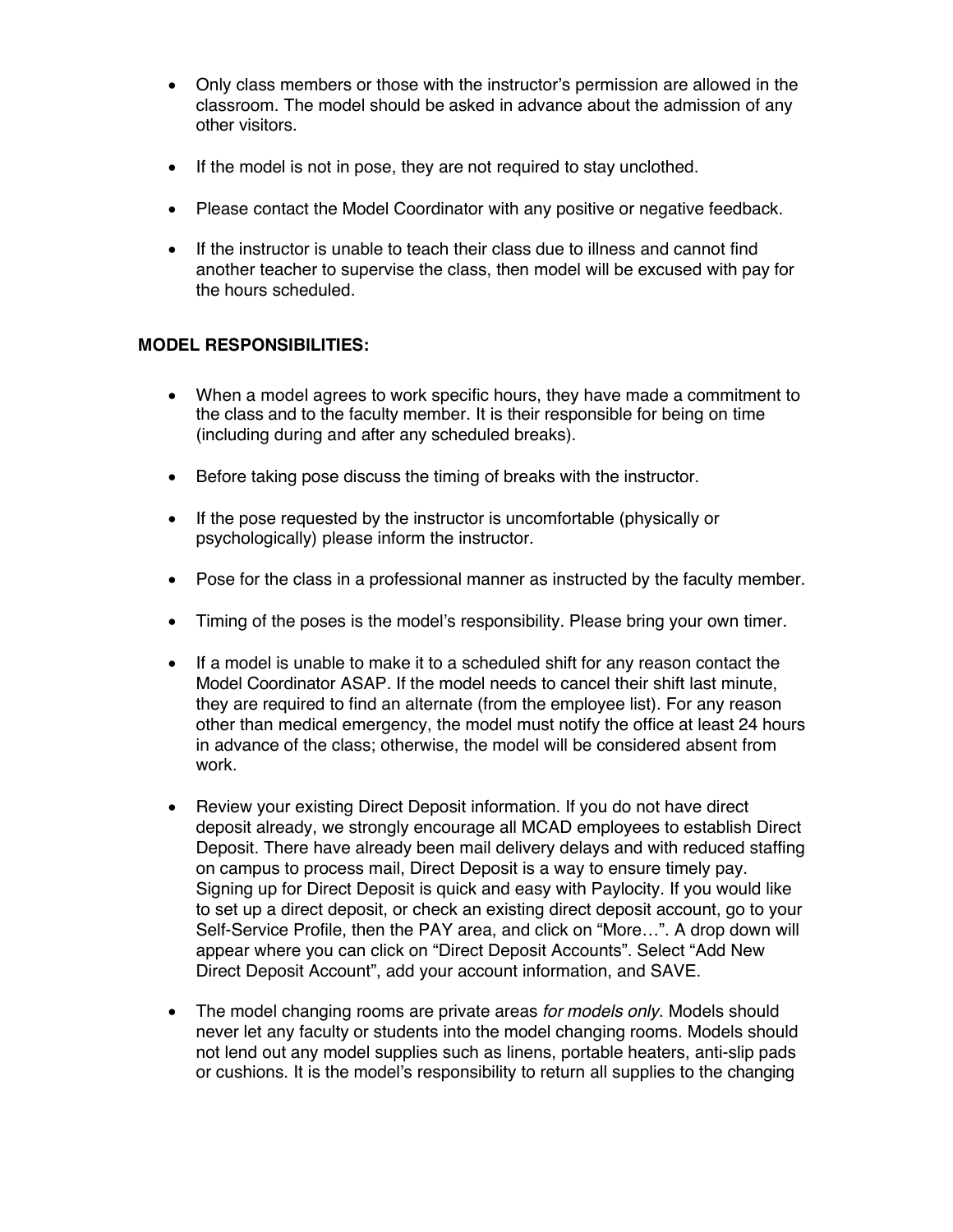- Only class members or those with the instructor's permission are allowed in the classroom. The model should be asked in advance about the admission of any other visitors.
- If the model is not in pose, they are not required to stay unclothed.
- Please contact the Model Coordinator with any positive or negative feedback.
- If the instructor is unable to teach their class due to illness and cannot find another teacher to supervise the class, then model will be excused with pay for the hours scheduled.

**MODEL RESPONSIBILITIES:**

- When a model agrees to work specific hours, they have made a commitment to the class and to the faculty member. It is their responsible for being on time (including during and after any scheduled breaks).
- Before taking pose discuss the timing of breaks with the instructor.
- If the pose requested by the instructor is uncomfortable (physically or psychologically) please inform the instructor.
- Pose for the class in a professional manner as instructed by the faculty member.
- Timing of the poses is the model's responsibility. Please bring your own timer.
- If a model is unable to make it to a scheduled shift for any reason contact the Model Coordinator ASAP. If the model needs to cancel their shift last minute, they are required to find an alternate (from the employee list). For any reason other than medical emergency, the model must notify the office at least 24 hours in advance of the class; otherwise, the model will be considered absent from work.
- Review your existing Direct Deposit information. If you do not have direct deposit already, we strongly encourage all MCAD employees to establish Direct Deposit. There have already been mail delivery delays and with reduced staffing on campus to process mail, Direct Deposit is a way to ensure timely pay. Signing up for Direct Deposit is quick and easy with Paylocity. If you would like to set up a direct deposit, or check an existing direct deposit account, go to your Self-Service Profile, then the PAY area, and click on "More…". A drop down will appear where you can click on "Direct Deposit Accounts". Select "Add New Direct Deposit Account", add your account information, and SAVE.
- The model changing rooms are private areas *for models only*. Models should never let any faculty or students into the model changing rooms. Models should not lend out any model supplies such as linens, portable heaters, anti-slip pads or cushions. It is the model's responsibility to return all supplies to the changing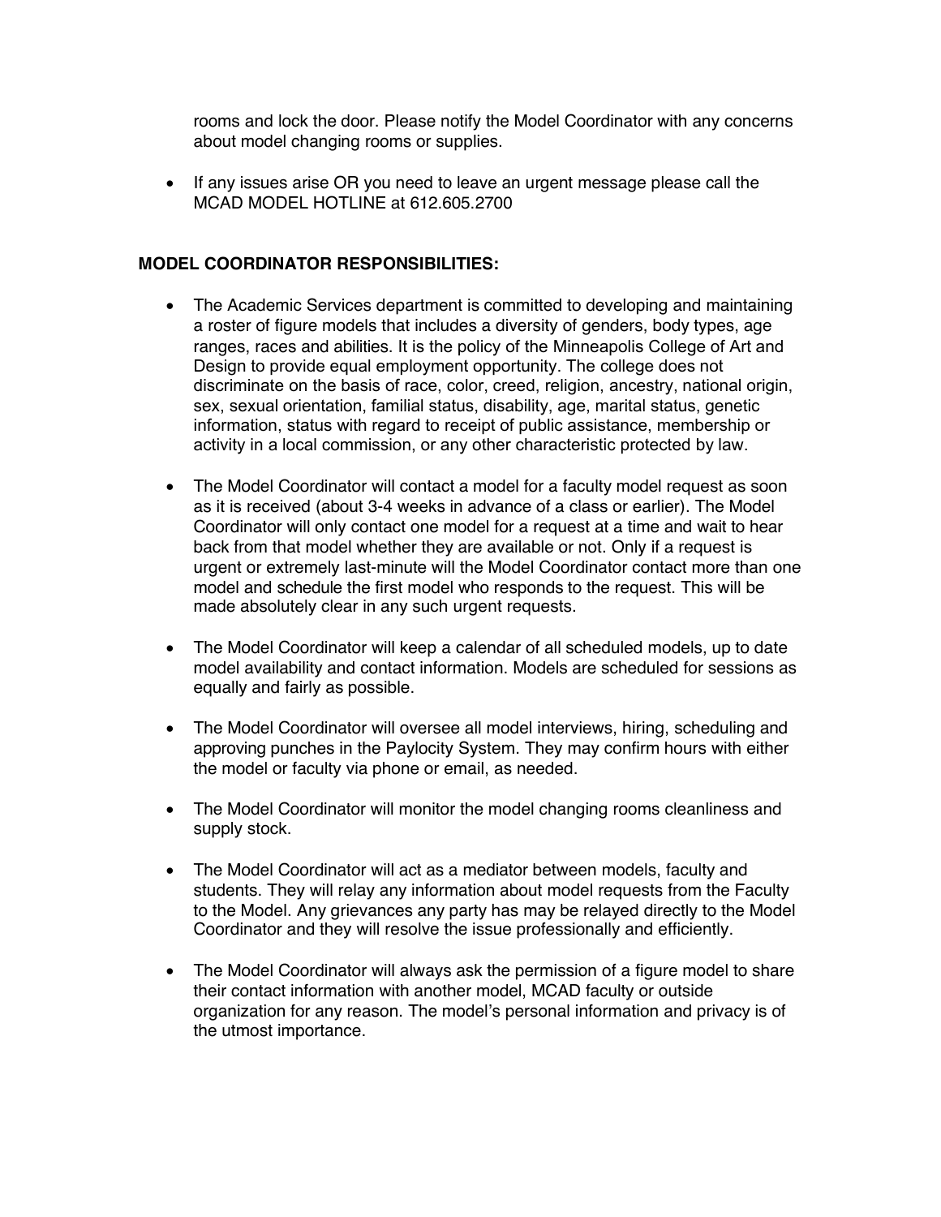rooms and lock the door. Please notify the Model Coordinator with any concerns about model changing rooms or supplies.

- If any issues arise OR you need to leave an urgent message please call the MCAD MODEL HOTLINE at 612.605.2700

**MODEL COORDINATOR RESPONSIBILITIES:**

- The Academic Services department is committed to developing and maintaining a roster of figure models that includes a diversity of genders, body types, age ranges, races and abilities. It is the policy of the Minneapolis College of Art and Design to provide equal employment opportunity. The college does not discriminate on the basis of race, color, creed, religion, ancestry, national origin, sex, sexual orientation, familial status, disability, age, marital status, genetic information, status with regard to receipt of public assistance, membership or activity in a local commission, or any other characteristic protected by law.

- The Model Coordinator will contact a model for a faculty model request as soon as it is received (about 3-4 weeks in advance of a class or earlier). The Model Coordinator will only contact one model for a request at a time and wait to hear back from that model whether they are available or not. Only if a request is urgent or extremely last-minute will the Model Coordinator contact more than one model and schedule the first model who responds to the request. This will be made absolutely clear in any such urgent requests.

- The Model Coordinator will keep a calendar of all scheduled models, up to date model availability and contact information. Models are scheduled for sessions as equally and fairly as possible.

- The Model Coordinator will oversee all model interviews, hiring, scheduling and approving punches in the Paylocity System. They may confirm hours with either the model or faculty via phone or email, as needed.

- The Model Coordinator will monitor the model changing rooms cleanliness and supply stock.

- The Model Coordinator will act as a mediator between models, faculty and students. They will relay any information about model requests from the Faculty to the Model. Any grievances any party has may be relayed directly to the Model Coordinator and they will resolve the issue professionally and efficiently.

- The Model Coordinator will always ask the permission of a figure model to share their contact information with another model, MCAD faculty or outside organization for any reason. The model's personal information and privacy is of the utmost importance.